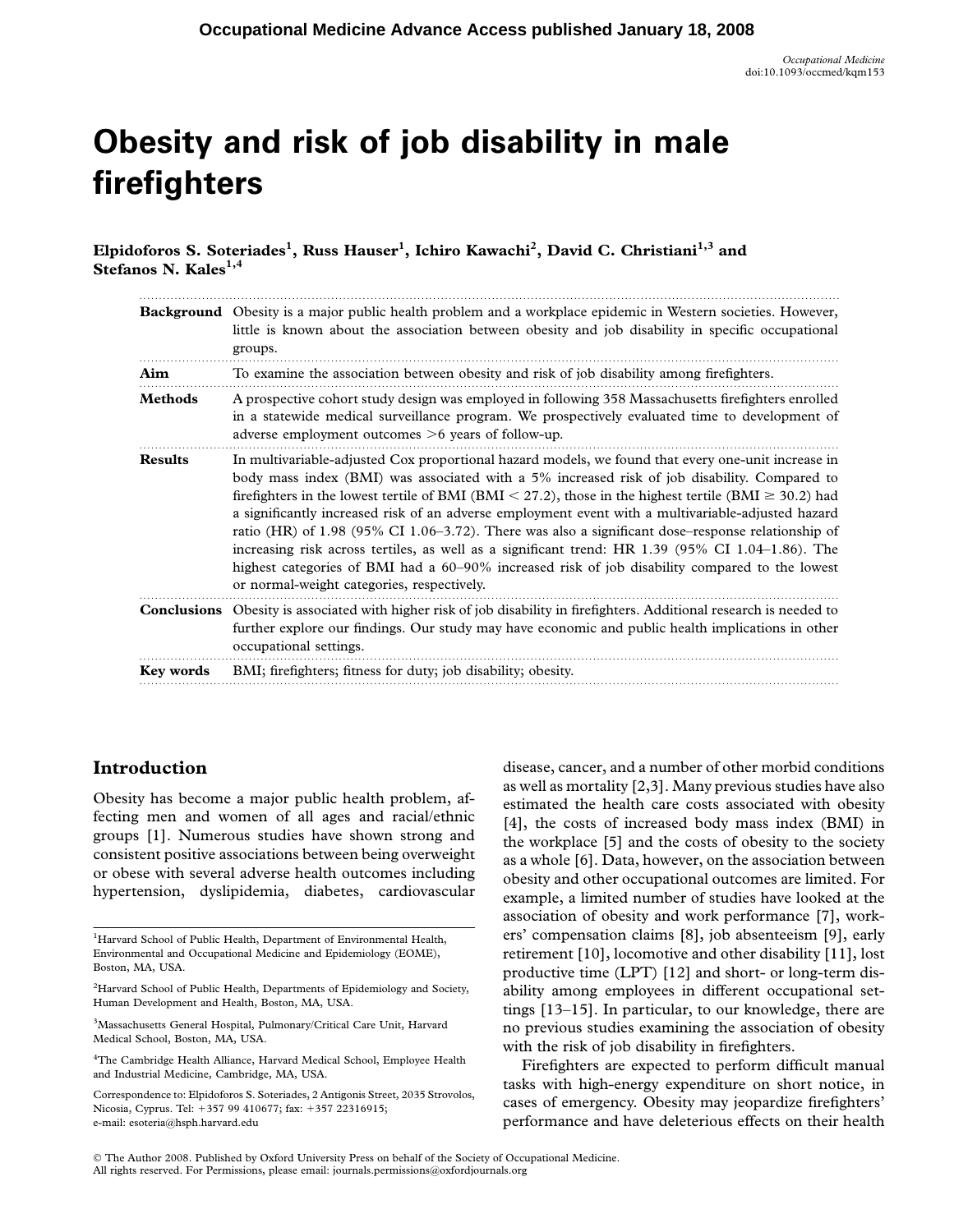# Obesity and risk of job disability in male firefighters

**Elpidoforos S. Soteriades[1], Russ Hauser[1], Ichiro Kawachi[2], David C. Christiani[1,3] and Stefanos N. Kales[1,4]**

**Background** Obesity is a major public health problem and a workplace epidemic in Western societies. However, little is known about the association between obesity and job disability in specific occupational groups.

**Aim** To examine the association between obesity and risk of job disability among firefighters.

**Methods** A prospective cohort study design was employed in following 358 Massachusetts firefighters enrolled in a statewide medical surveillance program. We prospectively evaluated time to development of adverse employment outcomes >6 years of follow-up.

**Results** In multivariable-adjusted Cox proportional hazard models, we found that every one-unit increase in body mass index (BMI) was associated with a 5% increased risk of job disability. Compared to firefighters in the lowest tertile of BMI (BMI < 27.2), those in the highest tertile (BMI ≥ 30.2) had a significantly increased risk of an adverse employment event with a multivariable-adjusted hazard ratio (HR) of 1.98 (95% CI 1.06–3.72). There was also a significant dose–response relationship of increasing risk across tertiles, as well as a significant trend: HR 1.39 (95% CI 1.04–1.86). The highest categories of BMI had a 60–90% increased risk of job disability compared to the lowest or normal-weight categories, respectively.

**Conclusions** Obesity is associated with higher risk of job disability in firefighters. Additional research is needed to further explore our findings. Our study may have economic and public health implications in other occupational settings.

**Key words** BMI; firefighters; fitness for duty; job disability; obesity.

## Introduction

Obesity has become a major public health problem, affecting men and women of all ages and racial/ethnic groups [1]. Numerous studies have shown strong and consistent positive associations between being overweight or obese with several adverse health outcomes including hypertension, dyslipidemia, diabetes, cardiovascular disease, cancer, and a number of other morbid conditions as well as mortality [2,3]. Many previous studies have also estimated the health care costs associated with obesity [4], the costs of increased body mass index (BMI) in the workplace [5] and the costs of obesity to the society as a whole [6]. Data, however, on the association between obesity and other occupational outcomes are limited. For example, a limited number of studies have looked at the association of obesity and work performance [7], workers' compensation claims [8], job absenteeism [9], early retirement [10], locomotive and other disability [11], lost productive time (LPT) [12] and short- or long-term disability among employees in different occupational settings [13–15]. In particular, to our knowledge, there are no previous studies examining the association of obesity with the risk of job disability in firefighters.

Firefighters are expected to perform difficult manual tasks with high-energy expenditure on short notice, in cases of emergency. Obesity may jeopardize firefighters' performance and have deleterious effects on their health

[1]Harvard School of Public Health, Department of Environmental Health, Environmental and Occupational Medicine and Epidemiology (EOME), Boston, MA, USA.

[2]Harvard School of Public Health, Departments of Epidemiology and Society, Human Development and Health, Boston, MA, USA.

[3]Massachusetts General Hospital, Pulmonary/Critical Care Unit, Harvard Medical School, Boston, MA, USA.

[4]The Cambridge Health Alliance, Harvard Medical School, Employee Health and Industrial Medicine, Cambridge, MA, USA.

Correspondence to: Elpidoforos S. Soteriades, 2 Antigonis Street, 2035 Strovolos, Nicosia, Cyprus. Tel: +357 99 410677; fax: +357 22316915; e-mail: esoteria@hsph.harvard.edu

© The Author 2008. Published by Oxford University Press on behalf of the Society of Occupational Medicine. All rights reserved. For Permissions, please email: journals.permissions@oxfordjournals.org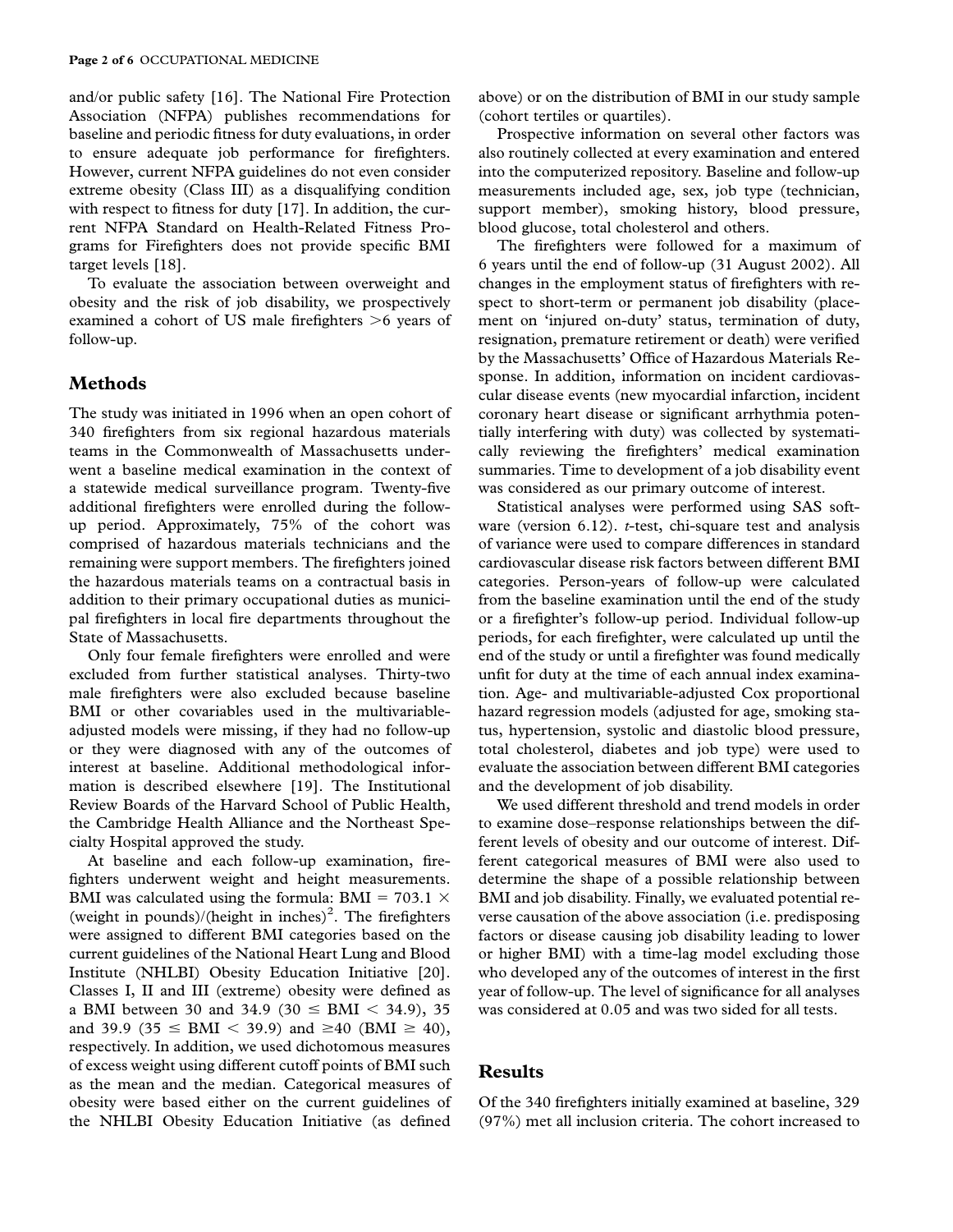and/or public safety [16]. The National Fire Protection Association (NFPA) publishes recommendations for baseline and periodic fitness for duty evaluations, in order to ensure adequate job performance for firefighters. However, current NFPA guidelines do not even consider extreme obesity (Class III) as a disqualifying condition with respect to fitness for duty [17]. In addition, the current NFPA Standard on Health-Related Fitness Programs for Firefighters does not provide specific BMI target levels [18].

To evaluate the association between overweight and obesity and the risk of job disability, we prospectively examined a cohort of US male firefighters >6 years of follow-up.

## Methods

The study was initiated in 1996 when an open cohort of 340 firefighters from six regional hazardous materials teams in the Commonwealth of Massachusetts underwent a baseline medical examination in the context of a statewide medical surveillance program. Twenty-five additional firefighters were enrolled during the follow-up period. Approximately, 75% of the cohort was comprised of hazardous materials technicians and the remaining were support members. The firefighters joined the hazardous materials teams on a contractual basis in addition to their primary occupational duties as municipal firefighters in local fire departments throughout the State of Massachusetts.

Only four female firefighters were enrolled and were excluded from further statistical analyses. Thirty-two male firefighters were also excluded because baseline BMI or other covariables used in the multivariable-adjusted models were missing, if they had no follow-up or they were diagnosed with any of the outcomes of interest at baseline. Additional methodological information is described elsewhere [19]. The Institutional Review Boards of the Harvard School of Public Health, the Cambridge Health Alliance and the Northeast Specialty Hospital approved the study.

At baseline and each follow-up examination, firefighters underwent weight and height measurements. BMI was calculated using the formula: BMI = 703.1 × (weight in pounds)/(height in inches)$^2$. The firefighters were assigned to different BMI categories based on the current guidelines of the National Heart Lung and Blood Institute (NHLBI) Obesity Education Initiative [20]. Classes I, II and III (extreme) obesity were defined as a BMI between 30 and 34.9 ($30 \leq \text{BMI} < 34.9$), 35 and 39.9 ($35 \leq \text{BMI} < 39.9$) and ≥40 ($\text{BMI} \geq 40$), respectively. In addition, we used dichotomous measures of excess weight using different cutoff points of BMI such as the mean and the median. Categorical measures of obesity were based either on the current guidelines of the NHLBI Obesity Education Initiative (as defined above) or on the distribution of BMI in our study sample (cohort tertiles or quartiles).

Prospective information on several other factors was also routinely collected at every examination and entered into the computerized repository. Baseline and follow-up measurements included age, sex, job type (technician, support member), smoking history, blood pressure, blood glucose, total cholesterol and others.

The firefighters were followed for a maximum of 6 years until the end of follow-up (31 August 2002). All changes in the employment status of firefighters with respect to short-term or permanent job disability (placement on 'injured on-duty' status, termination of duty, resignation, premature retirement or death) were verified by the Massachusetts' Office of Hazardous Materials Response. In addition, information on incident cardiovascular disease events (new myocardial infarction, incident coronary heart disease or significant arrhythmia potentially interfering with duty) was collected by systematically reviewing the firefighters' medical examination summaries. Time to development of a job disability event was considered as our primary outcome of interest.

Statistical analyses were performed using SAS software (version 6.12). *t*-test, chi-square test and analysis of variance were used to compare differences in standard cardiovascular disease risk factors between different BMI categories. Person-years of follow-up were calculated from the baseline examination until the end of the study or a firefighter's follow-up period. Individual follow-up periods, for each firefighter, were calculated up until the end of the study or until a firefighter was found medically unfit for duty at the time of each annual index examination. Age- and multivariable-adjusted Cox proportional hazard regression models (adjusted for age, smoking status, hypertension, systolic and diastolic blood pressure, total cholesterol, diabetes and job type) were used to evaluate the association between different BMI categories and the development of job disability.

We used different threshold and trend models in order to examine dose–response relationships between the different levels of obesity and our outcome of interest. Different categorical measures of BMI were also used to determine the shape of a possible relationship between BMI and job disability. Finally, we evaluated potential reverse causation of the above association (i.e. predisposing factors or disease causing job disability leading to lower or higher BMI) with a time-lag model excluding those who developed any of the outcomes of interest in the first year of follow-up. The level of significance for all analyses was considered at 0.05 and was two sided for all tests.

## Results

Of the 340 firefighters initially examined at baseline, 329 (97%) met all inclusion criteria. The cohort increased to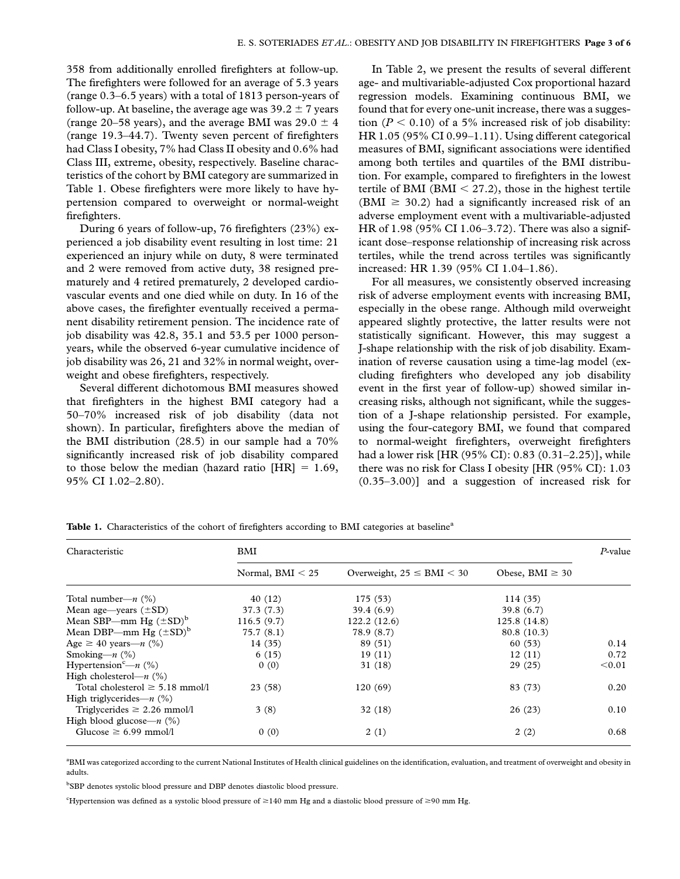358 from additionally enrolled firefighters at follow-up. The firefighters were followed for an average of 5.3 years (range 0.3–6.5 years) with a total of 1813 person-years of follow-up. At baseline, the average age was 39.2 ± 7 years (range 20–58 years), and the average BMI was 29.0 ± 4 (range 19.3–44.7). Twenty seven percent of firefighters had Class I obesity, 7% had Class II obesity and 0.6% had Class III, extreme, obesity, respectively. Baseline characteristics of the cohort by BMI category are summarized in Table 1. Obese firefighters were more likely to have hypertension compared to overweight or normal-weight firefighters.

During 6 years of follow-up, 76 firefighters (23%) experienced a job disability event resulting in lost time: 21 experienced an injury while on duty, 8 were terminated and 2 were removed from active duty, 38 resigned prematurely and 4 retired prematurely, 2 developed cardiovascular events and one died while on duty. In 16 of the above cases, the firefighter eventually received a permanent disability retirement pension. The incidence rate of job disability was 42.8, 35.1 and 53.5 per 1000 person-years, while the observed 6-year cumulative incidence of job disability was 26, 21 and 32% in normal weight, overweight and obese firefighters, respectively.

Several different dichotomous BMI measures showed that firefighters in the highest BMI category had a 50–70% increased risk of job disability (data not shown). In particular, firefighters above the median of the BMI distribution (28.5) in our sample had a 70% significantly increased risk of job disability compared to those below the median (hazard ratio [HR] = 1.69, 95% CI 1.02–2.80).

In Table 2, we present the results of several different age- and multivariable-adjusted Cox proportional hazard regression models. Examining continuous BMI, we found that for every one-unit increase, there was a suggestion ($P < 0.10$) of a 5% increased risk of job disability: HR 1.05 (95% CI 0.99–1.11). Using different categorical measures of BMI, significant associations were identified among both tertiles and quartiles of the BMI distribution. For example, compared to firefighters in the lowest tertile of BMI (BMI < 27.2), those in the highest tertile (BMI ≥ 30.2) had a significantly increased risk of an adverse employment event with a multivariable-adjusted HR of 1.98 (95% CI 1.06–3.72). There was also a significant dose–response relationship of increasing risk across tertiles, while the trend across tertiles was significantly increased: HR 1.39 (95% CI 1.04–1.86).

For all measures, we consistently observed increasing risk of adverse employment events with increasing BMI, especially in the obese range. Although mild overweight appeared slightly protective, the latter results were not statistically significant. However, this may suggest a J-shape relationship with the risk of job disability. Examination of reverse causation using a time-lag model (excluding firefighters who developed any job disability event in the first year of follow-up) showed similar increasing risks, although not significant, while the suggestion of a J-shape relationship persisted. For example, using the four-category BMI, we found that compared to normal-weight firefighters, overweight firefighters had a lower risk [HR (95% CI): 0.83 (0.31–2.25)], while there was no risk for Class I obesity [HR (95% CI): 1.03 (0.35–3.00)] and a suggestion of increased risk for

**Table 1.** Characteristics of the cohort of firefighters according to BMI categories at baseline[a]

| Characteristic | BMI | | | P-value |
|---|---|---|---|---|
| | Normal, BMI < 25 | Overweight, 25 ≤ BMI < 30 | Obese, BMI ≥ 30 | |
| Total number—n (%) | 40 (12) | 175 (53) | 114 (35) | |
| Mean age—years (±SD) | 37.3 (7.3) | 39.4 (6.9) | 39.8 (6.7) | |
| Mean SBP—mm Hg (±SD)[b] | 116.5 (9.7) | 122.2 (12.6) | 125.8 (14.8) | |
| Mean DBP—mm Hg (±SD)[b] | 75.7 (8.1) | 78.9 (8.7) | 80.8 (10.3) | |
| Age ≥ 40 years—n (%) | 14 (35) | 89 (51) | 60 (53) | 0.14 |
| Smoking—n (%) | 6 (15) | 19 (11) | 12 (11) | 0.72 |
| Hypertension[c]—n (%) | 0 (0) | 31 (18) | 29 (25) | <0.01 |
| High cholesterol—n (%) | | | | |
| Total cholesterol ≥ 5.18 mmol/l | 23 (58) | 120 (69) | 83 (73) | 0.20 |
| High triglycerides—n (%) | | | | |
| Triglycerides ≥ 2.26 mmol/l | 3 (8) | 32 (18) | 26 (23) | 0.10 |
| High blood glucose—n (%) | | | | |
| Glucose ≥ 6.99 mmol/l | 0 (0) | 2 (1) | 2 (2) | 0.68 |

[a]BMI was categorized according to the current National Institutes of Health clinical guidelines on the identification, evaluation, and treatment of overweight and obesity in adults.

[b]SBP denotes systolic blood pressure and DBP denotes diastolic blood pressure.

[c]Hypertension was defined as a systolic blood pressure of ≥140 mm Hg and a diastolic blood pressure of ≥90 mm Hg.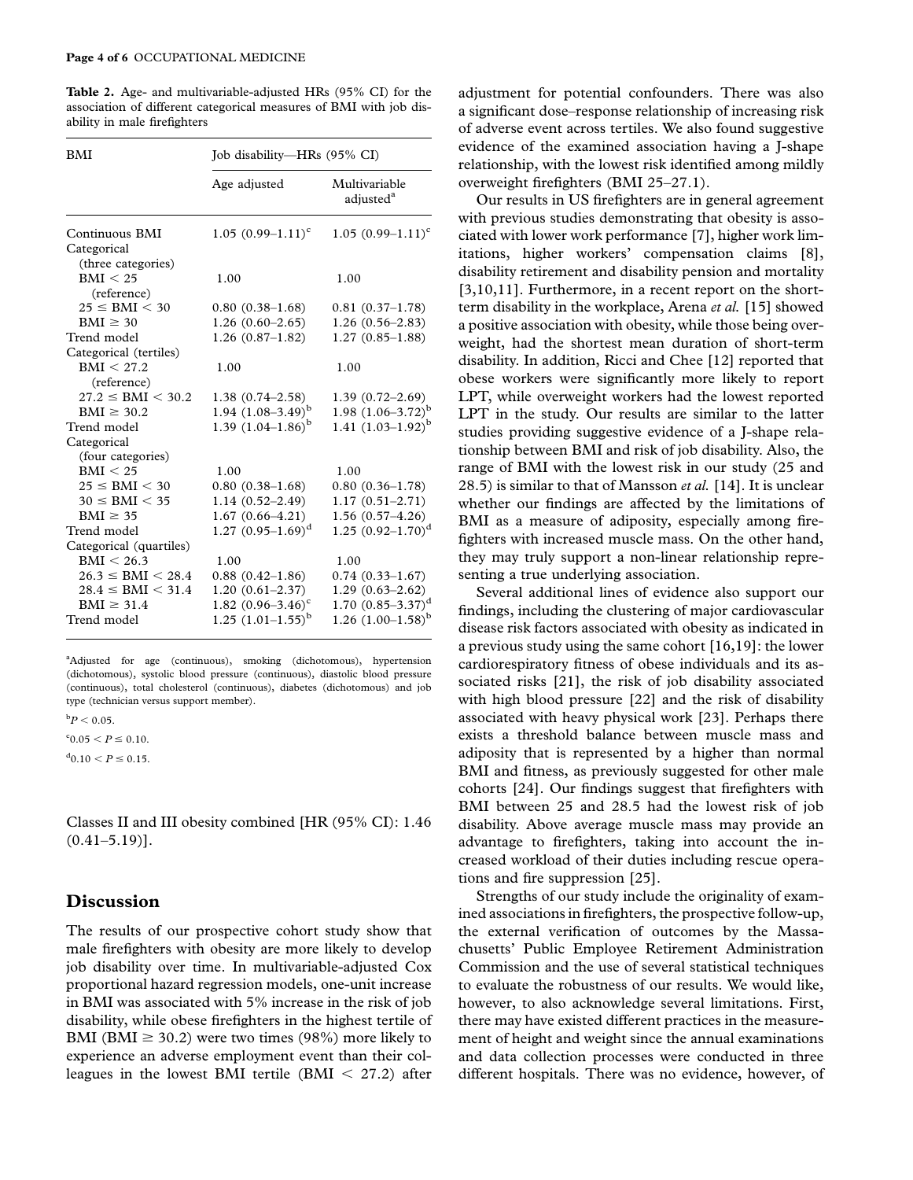**Table 2.** Age- and multivariable-adjusted HRs (95% CI) for the association of different categorical measures of BMI with job disability in male firefighters

| BMI | Job disability—HRs (95% CI) | |
|---|---|---|
| | Age adjusted | Multivariable adjusted[a] |
| Continuous BMI | 1.05 (0.99–1.11)[c] | 1.05 (0.99–1.11)[c] |
| Categorical (three categories) | | |
| BMI < 25 (reference) | 1.00 | 1.00 |
| 25 ≤ BMI < 30 | 0.80 (0.38–1.68) | 0.81 (0.37–1.78) |
| BMI ≥ 30 | 1.26 (0.60–2.65) | 1.26 (0.56–2.83) |
| Trend model | 1.26 (0.87–1.82) | 1.27 (0.85–1.88) |
| Categorical (tertiles) | | |
| BMI < 27.2 (reference) | 1.00 | 1.00 |
| 27.2 ≤ BMI < 30.2 | 1.38 (0.74–2.58) | 1.39 (0.72–2.69) |
| BMI ≥ 30.2 | 1.94 (1.08–3.49)[b] | 1.98 (1.06–3.72)[b] |
| Trend model | 1.39 (1.04–1.86)[b] | 1.41 (1.03–1.92)[b] |
| Categorical (four categories) | | |
| BMI < 25 | 1.00 | 1.00 |
| 25 ≤ BMI < 30 | 0.80 (0.38–1.68) | 0.80 (0.36–1.78) |
| 30 ≤ BMI < 35 | 1.14 (0.52–2.49) | 1.17 (0.51–2.71) |
| BMI ≥ 35 | 1.67 (0.66–4.21) | 1.56 (0.57–4.26) |
| Trend model | 1.27 (0.95–1.69)[d] | 1.25 (0.92–1.70)[d] |
| Categorical (quartiles) | | |
| BMI < 26.3 | 1.00 | 1.00 |
| 26.3 ≤ BMI < 28.4 | 0.88 (0.42–1.86) | 0.74 (0.33–1.67) |
| 28.4 ≤ BMI < 31.4 | 1.20 (0.61–2.37) | 1.29 (0.63–2.62) |
| BMI ≥ 31.4 | 1.82 (0.96–3.46)[c] | 1.70 (0.85–3.37)[d] |
| Trend model | 1.25 (1.01–1.55)[b] | 1.26 (1.00–1.58)[b] |

[a]Adjusted for age (continuous), smoking (dichotomous), hypertension (dichotomous), systolic blood pressure (continuous), diastolic blood pressure (continuous), total cholesterol (continuous), diabetes (dichotomous) and job type (technician versus support member).

[b]$P < 0.05$.

[c]$0.05 < P \leq 0.10$.

[d]$0.10 < P \leq 0.15$.

Classes II and III obesity combined [HR (95% CI): 1.46 (0.41–5.19)].

## Discussion

The results of our prospective cohort study show that male firefighters with obesity are more likely to develop job disability over time. In multivariable-adjusted Cox proportional hazard regression models, one-unit increase in BMI was associated with 5% increase in the risk of job disability, while obese firefighters in the highest tertile of BMI (BMI ≥ 30.2) were two times (98%) more likely to experience an adverse employment event than their colleagues in the lowest BMI tertile (BMI < 27.2) after adjustment for potential confounders. There was also a significant dose–response relationship of increasing risk of adverse event across tertiles. We also found suggestive evidence of the examined association having a J-shape relationship, with the lowest risk identified among mildly overweight firefighters (BMI 25–27.1).

Our results in US firefighters are in general agreement with previous studies demonstrating that obesity is associated with lower work performance [7], higher work limitations, higher workers' compensation claims [8], disability retirement and disability pension and mortality [3,10,11]. Furthermore, in a recent report on the short-term disability in the workplace, Arena *et al.* [15] showed a positive association with obesity, while those being overweight, had the shortest mean duration of short-term disability. In addition, Ricci and Chee [12] reported that obese workers were significantly more likely to report LPT, while overweight workers had the lowest reported LPT in the study. Our results are similar to the latter studies providing suggestive evidence of a J-shape relationship between BMI and risk of job disability. Also, the range of BMI with the lowest risk in our study (25 and 28.5) is similar to that of Mansson *et al.* [14]. It is unclear whether our findings are affected by the limitations of BMI as a measure of adiposity, especially among firefighters with increased muscle mass. On the other hand, they may truly support a non-linear relationship representing a true underlying association.

Several additional lines of evidence also support our findings, including the clustering of major cardiovascular disease risk factors associated with obesity as indicated in a previous study using the same cohort [16,19]: the lower cardiorespiratory fitness of obese individuals and its associated risks [21], the risk of job disability associated with high blood pressure [22] and the risk of disability associated with heavy physical work [23]. Perhaps there exists a threshold balance between muscle mass and adiposity that is represented by a higher than normal BMI and fitness, as previously suggested for other male cohorts [24]. Our findings suggest that firefighters with BMI between 25 and 28.5 had the lowest risk of job disability. Above average muscle mass may provide an advantage to firefighters, taking into account the increased workload of their duties including rescue operations and fire suppression [25].

Strengths of our study include the originality of examined associations in firefighters, the prospective follow-up, the external verification of outcomes by the Massachusetts' Public Employee Retirement Administration Commission and the use of several statistical techniques to evaluate the robustness of our results. We would like, however, to also acknowledge several limitations. First, there may have existed different practices in the measurement of height and weight since the annual examinations and data collection processes were conducted in three different hospitals. There was no evidence, however, of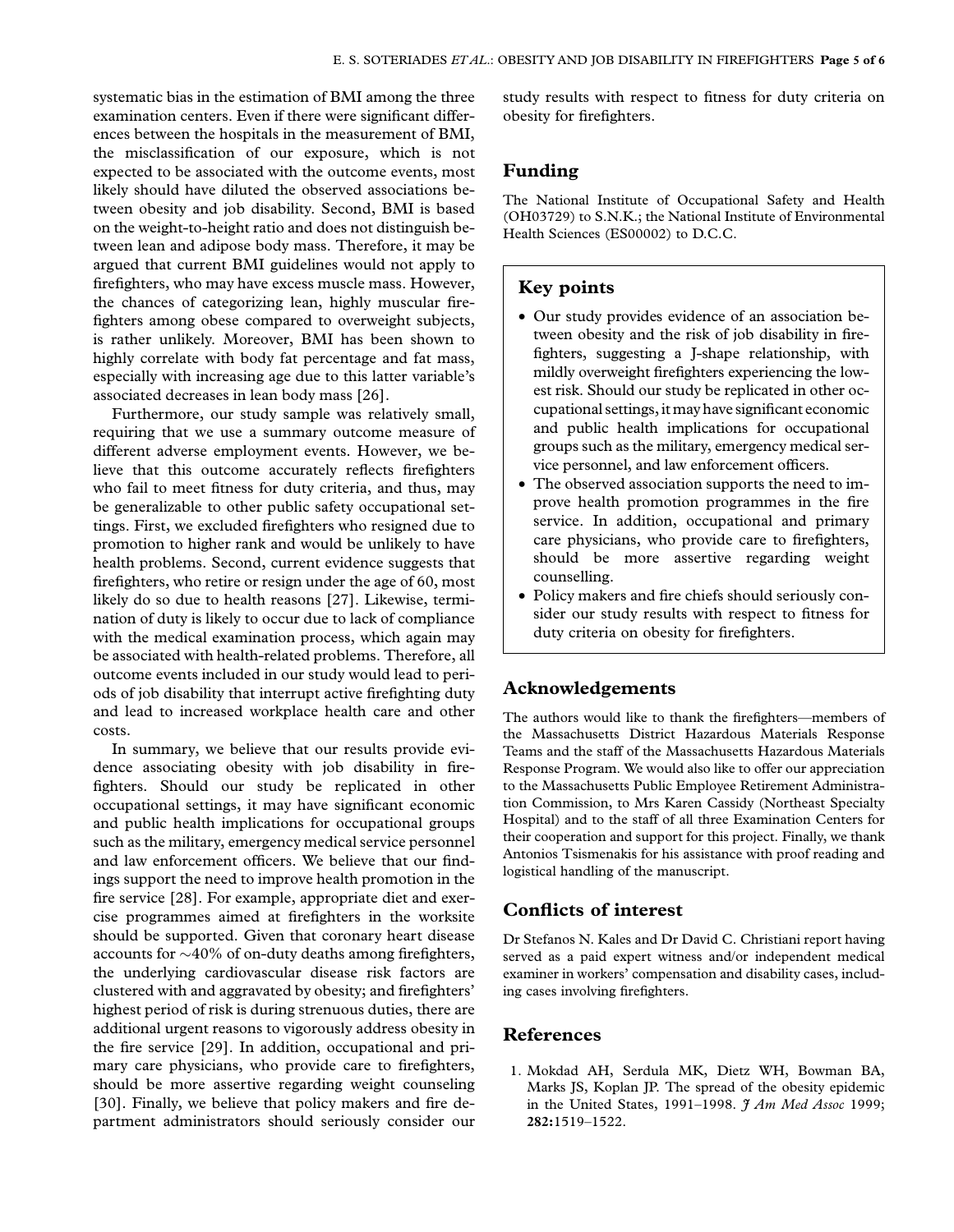systematic bias in the estimation of BMI among the three examination centers. Even if there were significant differences between the hospitals in the measurement of BMI, the misclassification of our exposure, which is not expected to be associated with the outcome events, most likely should have diluted the observed associations between obesity and job disability. Second, BMI is based on the weight-to-height ratio and does not distinguish between lean and adipose body mass. Therefore, it may be argued that current BMI guidelines would not apply to firefighters, who may have excess muscle mass. However, the chances of categorizing lean, highly muscular firefighters among obese compared to overweight subjects, is rather unlikely. Moreover, BMI has been shown to highly correlate with body fat percentage and fat mass, especially with increasing age due to this latter variable's associated decreases in lean body mass [26].

Furthermore, our study sample was relatively small, requiring that we use a summary outcome measure of different adverse employment events. However, we believe that this outcome accurately reflects firefighters who fail to meet fitness for duty criteria, and thus, may be generalizable to other public safety occupational settings. First, we excluded firefighters who resigned due to promotion to higher rank and would be unlikely to have health problems. Second, current evidence suggests that firefighters, who retire or resign under the age of 60, most likely do so due to health reasons [27]. Likewise, termination of duty is likely to occur due to lack of compliance with the medical examination process, which again may be associated with health-related problems. Therefore, all outcome events included in our study would lead to periods of job disability that interrupt active firefighting duty and lead to increased workplace health care and other costs.

In summary, we believe that our results provide evidence associating obesity with job disability in firefighters. Should our study be replicated in other occupational settings, it may have significant economic and public health implications for occupational groups such as the military, emergency medical service personnel and law enforcement officers. We believe that our findings support the need to improve health promotion in the fire service [28]. For example, appropriate diet and exercise programmes aimed at firefighters in the worksite should be supported. Given that coronary heart disease accounts for ~40% of on-duty deaths among firefighters, the underlying cardiovascular disease risk factors are clustered with and aggravated by obesity; and firefighters' highest period of risk is during strenuous duties, there are additional urgent reasons to vigorously address obesity in the fire service [29]. In addition, occupational and primary care physicians, who provide care to firefighters, should be more assertive regarding weight counseling [30]. Finally, we believe that policy makers and fire department administrators should seriously consider our study results with respect to fitness for duty criteria on obesity for firefighters.

## Funding

The National Institute of Occupational Safety and Health (OH03729) to S.N.K.; the National Institute of Environmental Health Sciences (ES00002) to D.C.C.

## Key points

- Our study provides evidence of an association between obesity and the risk of job disability in firefighters, suggesting a J-shape relationship, with mildly overweight firefighters experiencing the lowest risk. Should our study be replicated in other occupational settings, it may have significant economic and public health implications for occupational groups such as the military, emergency medical service personnel, and law enforcement officers.
- The observed association supports the need to improve health promotion programmes in the fire service. In addition, occupational and primary care physicians, who provide care to firefighters, should be more assertive regarding weight counselling.
- Policy makers and fire chiefs should seriously consider our study results with respect to fitness for duty criteria on obesity for firefighters.

## Acknowledgements

The authors would like to thank the firefighters—members of the Massachusetts District Hazardous Materials Response Teams and the staff of the Massachusetts Hazardous Materials Response Program. We would also like to offer our appreciation to the Massachusetts Public Employee Retirement Administration Commission, to Mrs Karen Cassidy (Northeast Specialty Hospital) and to the staff of all three Examination Centers for their cooperation and support for this project. Finally, we thank Antonios Tsismenakis for his assistance with proof reading and logistical handling of the manuscript.

## Conflicts of interest

Dr Stefanos N. Kales and Dr David C. Christiani report having served as a paid expert witness and/or independent medical examiner in workers' compensation and disability cases, including cases involving firefighters.

## References

1. Mokdad AH, Serdula MK, Dietz WH, Bowman BA, Marks JS, Koplan JP. The spread of the obesity epidemic in the United States, 1991–1998. *J Am Med Assoc* 1999; **282:**1519–1522.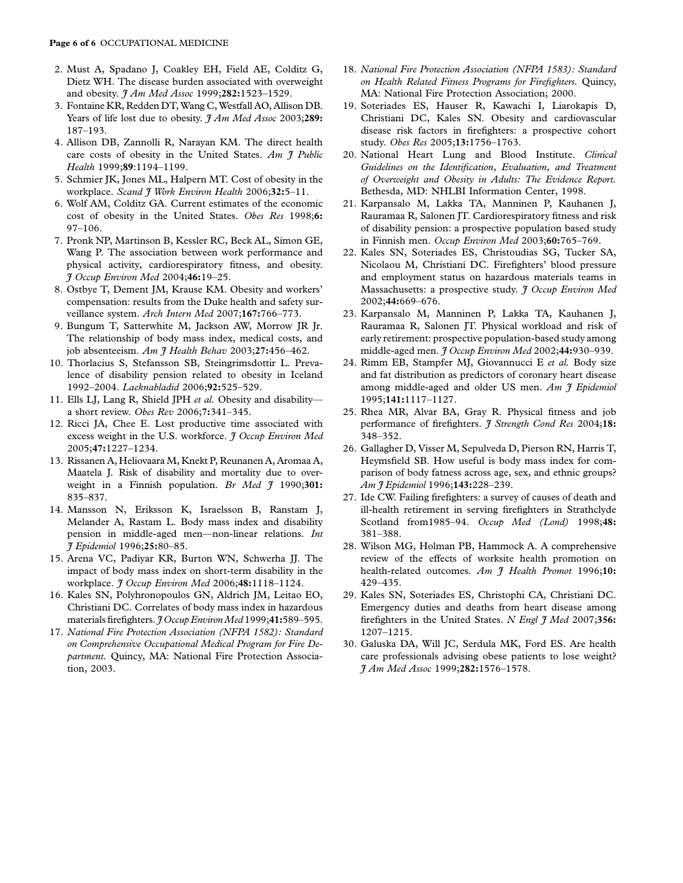2. Must A, Spadano J, Coakley EH, Field AE, Colditz G, Dietz WH. The disease burden associated with overweight and obesity. *J Am Med Assoc* 1999;**282:**1523–1529.
3. Fontaine KR, Redden DT, Wang C, Westfall AO, Allison DB. Years of life lost due to obesity. *J Am Med Assoc* 2003;**289:** 187–193.
4. Allison DB, Zannolli R, Narayan KM. The direct health care costs of obesity in the United States. *Am J Public Health* 1999;**89**:1194–1199.
5. Schmier JK, Jones ML, Halpern MT. Cost of obesity in the workplace. *Scand J Work Environ Health* 2006;**32:**5–11.
6. Wolf AM, Colditz GA. Current estimates of the economic cost of obesity in the United States. *Obes Res* 1998;**6:** 97–106.
7. Pronk NP, Martinson B, Kessler RC, Beck AL, Simon GE, Wang P. The association between work performance and physical activity, cardiorespiratory fitness, and obesity. *J Occup Environ Med* 2004;**46:**19–25.
8. Ostbye T, Dement JM, Krause KM. Obesity and workers' compensation: results from the Duke health and safety surveillance system. *Arch Intern Med* 2007;**167:**766–773.
9. Bungum T, Satterwhite M, Jackson AW, Morrow JR Jr. The relationship of body mass index, medical costs, and job absenteeism. *Am J Health Behav* 2003;**27:**456–462.
10. Thorlacius S, Stefansson SB, Steingrimsdottir L. Prevalence of disability pension related to obesity in Iceland 1992–2004. *Laeknabladid* 2006;**92:**525–529.
11. Ells LJ, Lang R, Shield JPH *et al.* Obesity and disability—a short review. *Obes Rev* 2006;**7:**341–345.
12. Ricci JA, Chee E. Lost productive time associated with excess weight in the U.S. workforce. *J Occup Environ Med* 2005;**47:**1227–1234.
13. Rissanen A, Heliovaara M, Knekt P, Reunanen A, Aromaa A, Maatela J. Risk of disability and mortality due to overweight in a Finnish population. *Br Med J* 1990;**301:** 835–837.
14. Mansson N, Eriksson K, Israelsson B, Ranstam J, Melander A, Rastam L. Body mass index and disability pension in middle-aged men—non-linear relations. *Int J Epidemiol* 1996;**25:**80–85.
15. Arena VC, Padiyar KR, Burton WN, Schwerha JJ. The impact of body mass index on short-term disability in the workplace. *J Occup Environ Med* 2006;**48:**1118–1124.
16. Kales SN, Polyhronopoulos GN, Aldrich JM, Leitao EO, Christiani DC. Correlates of body mass index in hazardous materials firefighters. *J Occup Environ Med* 1999;**41:**589–595.
17. *National Fire Protection Association (NFPA 1582): Standard on Comprehensive Occupational Medical Program for Fire Department.* Quincy, MA: National Fire Protection Association, 2003.
18. *National Fire Protection Association (NFPA 1583): Standard on Health Related Fitness Programs for Firefighters.* Quincy, MA: National Fire Protection Association; 2000.
19. Soteriades ES, Hauser R, Kawachi I, Liarokapis D, Christiani DC, Kales SN. Obesity and cardiovascular disease risk factors in firefighters: a prospective cohort study. *Obes Res* 2005;**13:**1756–1763.
20. National Heart Lung and Blood Institute. *Clinical Guidelines on the Identification, Evaluation, and Treatment of Overweight and Obesity in Adults: The Evidence Report.* Bethesda, MD: NHLBI Information Center, 1998.
21. Karpansalo M, Lakka TA, Manninen P, Kauhanen J, Rauramaa R, Salonen JT. Cardiorespiratory fitness and risk of disability pension: a prospective population based study in Finnish men. *Occup Environ Med* 2003;**60:**765–769.
22. Kales SN, Soteriades ES, Christoudias SG, Tucker SA, Nicolaou M, Christiani DC. Firefighters' blood pressure and employment status on hazardous materials teams in Massachusetts: a prospective study. *J Occup Environ Med* 2002;**44:**669–676.
23. Karpansalo M, Manninen P, Lakka TA, Kauhanen J, Rauramaa R, Salonen JT. Physical workload and risk of early retirement: prospective population-based study among middle-aged men. *J Occup Environ Med* 2002;**44:**930–939.
24. Rimm EB, Stampfer MJ, Giovannucci E *et al.* Body size and fat distribution as predictors of coronary heart disease among middle-aged and older US men. *Am J Epidemiol* 1995;**141:**1117–1127.
25. Rhea MR, Alvar BA, Gray R. Physical fitness and job performance of firefighters. *J Strength Cond Res* 2004;**18:** 348–352.
26. Gallagher D, Visser M, Sepulveda D, Pierson RN, Harris T, Heymsfield SB. How useful is body mass index for comparison of body fatness across age, sex, and ethnic groups? *Am J Epidemiol* 1996;**143:**228–239.
27. Ide CW. Failing firefighters: a survey of causes of death and ill-health retirement in serving firefighters in Strathclyde Scotland from1985–94. *Occup Med (Lond)* 1998;**48:** 381–388.
28. Wilson MG, Holman PB, Hammock A. A comprehensive review of the effects of worksite health promotion on health-related outcomes. *Am J Health Promot* 1996;**10:** 429–435.
29. Kales SN, Soteriades ES, Christophi CA, Christiani DC. Emergency duties and deaths from heart disease among firefighters in the United States. *N Engl J Med* 2007;**356:** 1207–1215.
30. Galuska DA, Will JC, Serdula MK, Ford ES. Are health care professionals advising obese patients to lose weight? *J Am Med Assoc* 1999;**282:**1576–1578.